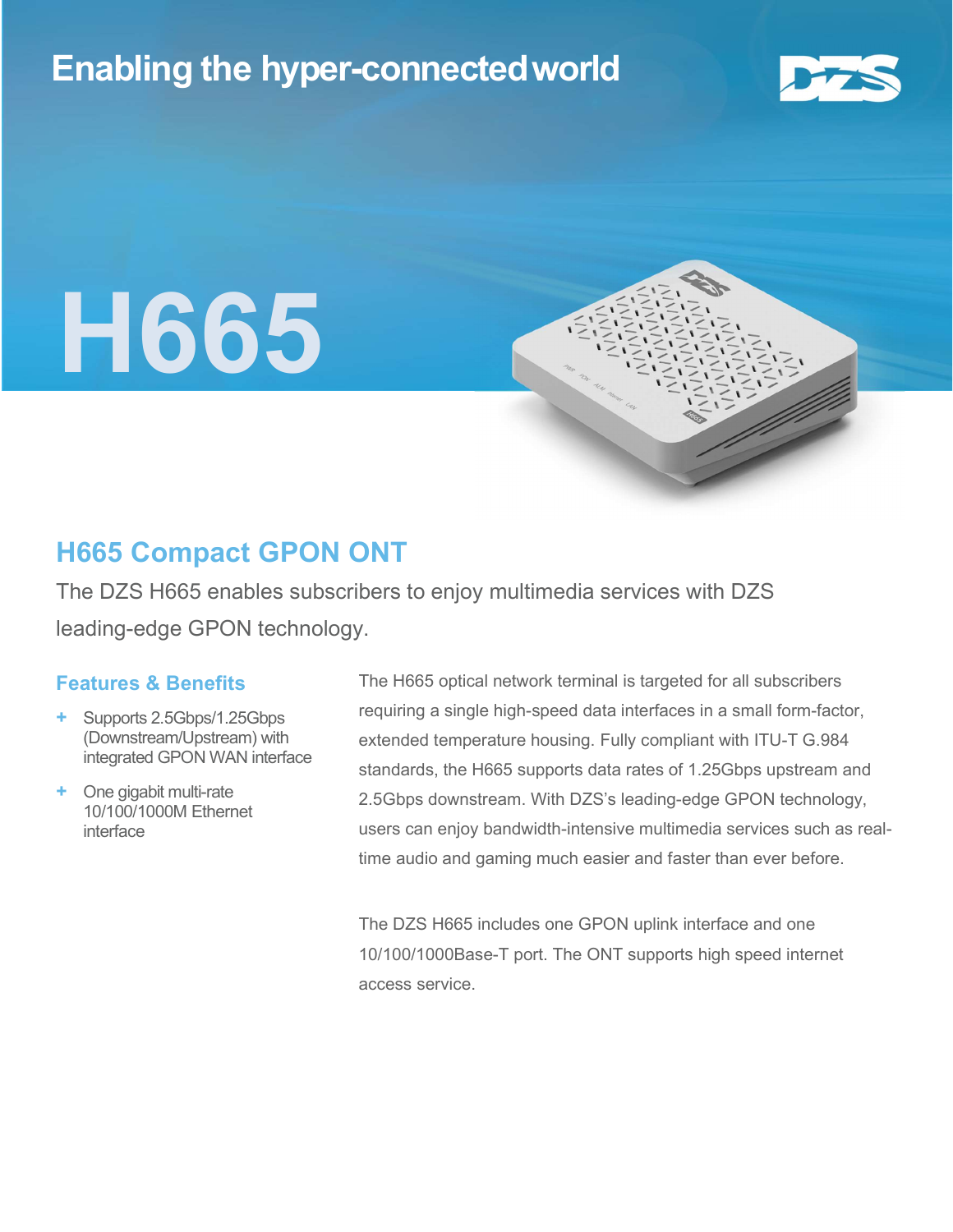Enabling the hyper-connected world

# H665

## H665 Compact GPON ONT

The DZS H665 enables subscribers to enjoy multimedia services with DZS leading-edge GPON technology.

### Features & Benefits

- Supports 2.5Gbps/1.25Gbps (Downstream/Upstream) with integrated GPON WAN interface
- One gigabit multi-rate 10/100/1000M Ethernet interface

The H665 optical network terminal is targeted for all subscribers requiring a single high-speed data interfaces in a small form-factor, extended temperature housing. Fully compliant with ITU-T G.984 standards, the H665 supports data rates of 1.25Gbps upstream and 2.5Gbps downstream. With DZS's leading-edge GPON technology, users can enjoy bandwidth-intensive multimedia services such as real-time audio and gaming much easier and faster than ever before.

The DZS H665 includes one GPON uplink interface and one 10/100/1000Base-T port. The ONT supports high speed internet access service.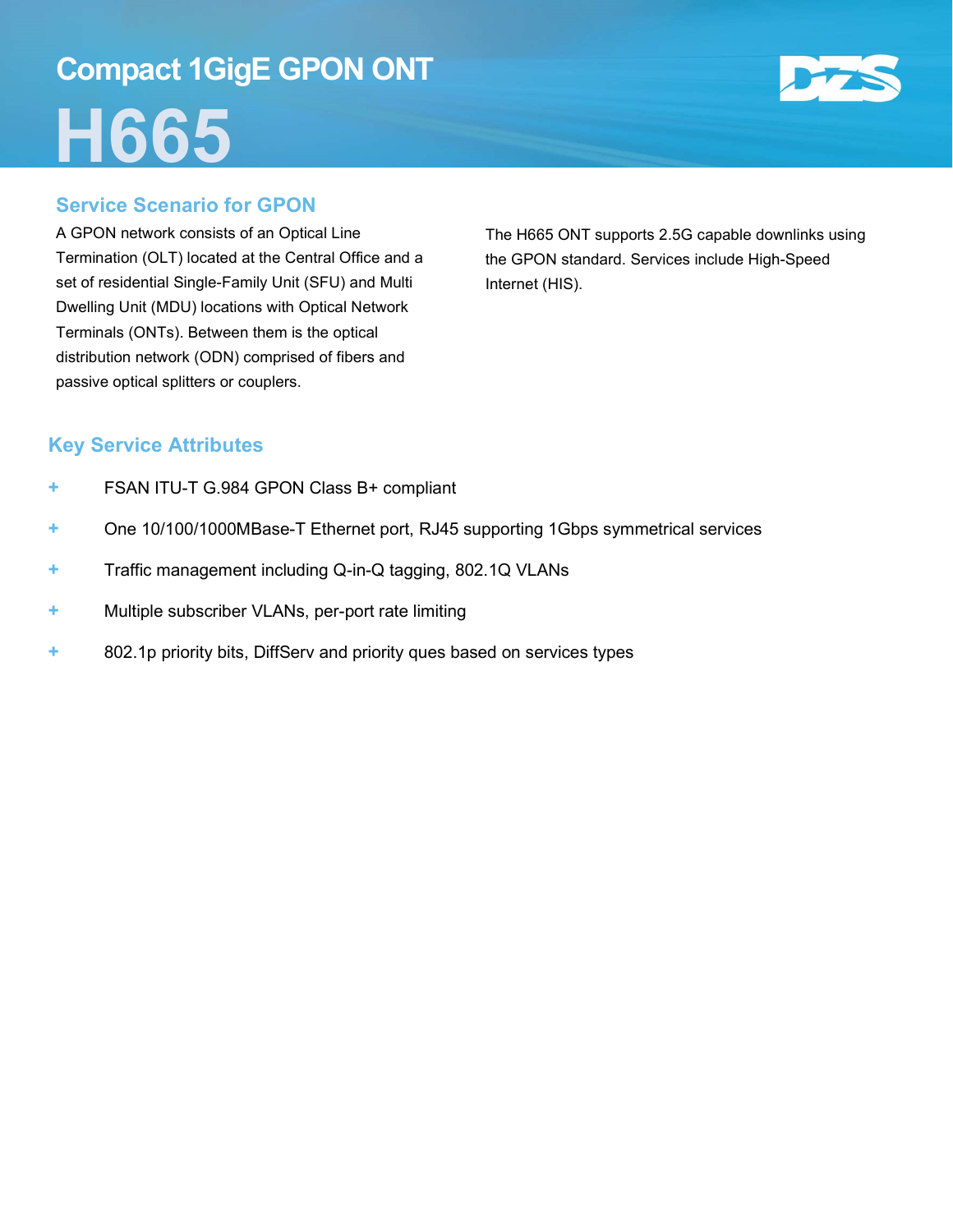## Compact 1GigE GPON ONT

# H665

## Service Scenario for GPON

A GPON network consists of an Optical Line Termination (OLT) located at the Central Office and a set of residential Single-Family Unit (SFU) and Multi Dwelling Unit (MDU) locations with Optical Network Terminals (ONTs). Between them is the optical distribution network (ODN) comprised of fibers and passive optical splitters or couplers.

The H665 ONT supports 2.5G capable downlinks using the GPON standard. Services include High-Speed Internet (HIS).

## Key Service Attributes

- FSAN ITU-T G.984 GPON Class B+ compliant
- One 10/100/1000MBase-T Ethernet port, RJ45 supporting 1Gbps symmetrical services
- Traffic management including Q-in-Q tagging, 802.1Q VLANs
- Multiple subscriber VLANs, per-port rate limiting
- 802.1p priority bits, DiffServ and priority ques based on services types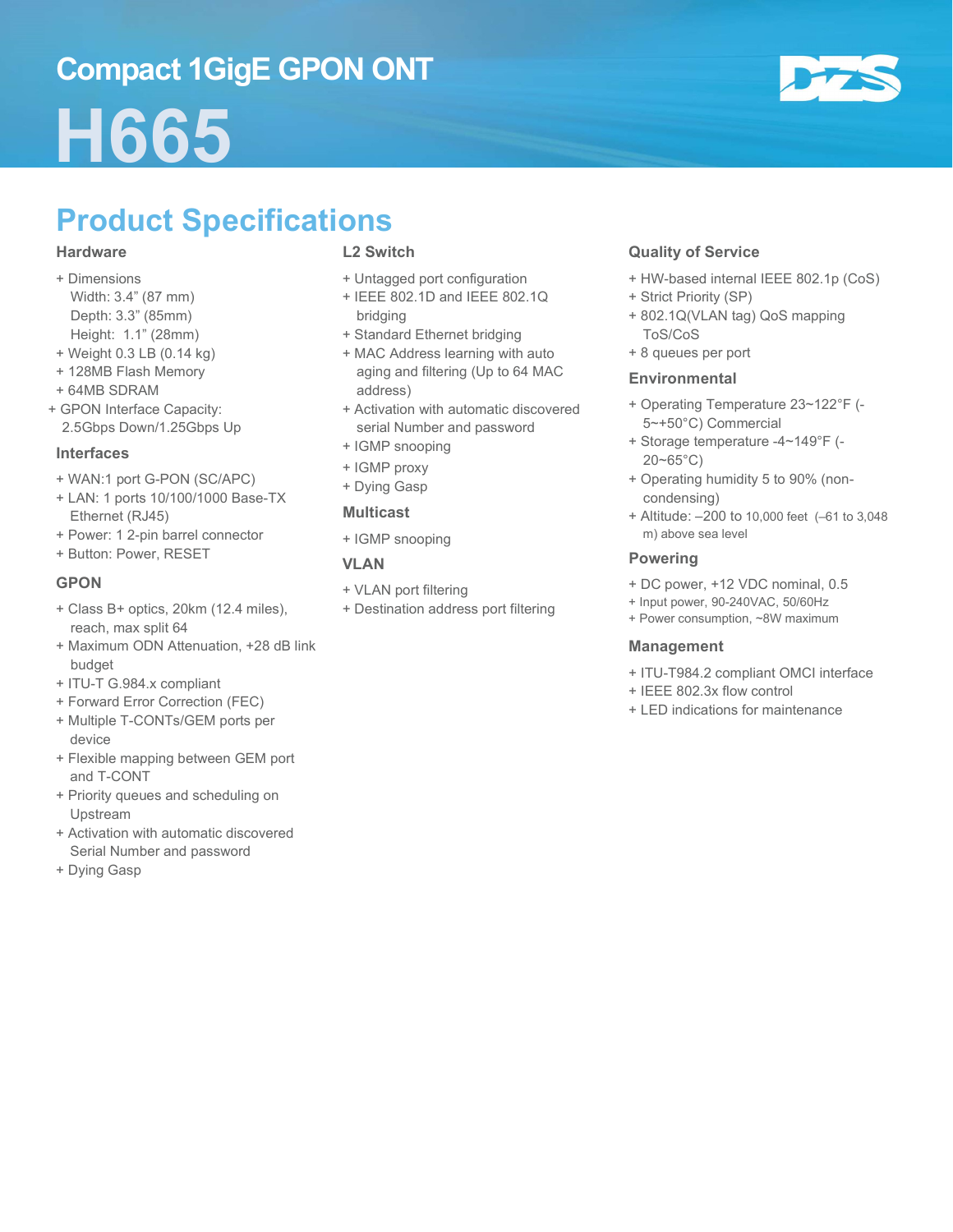# Compact 1GigE GPON ONT

# H665

## Product Specifications

### Hardware

- Dimensions
  Width: 3.4" (87 mm)
  Depth: 3.3" (85mm)
  Height: 1.1" (28mm)
- Weight 0.3 LB (0.14 kg)
- 128MB Flash Memory
- 64MB SDRAM
- GPON Interface Capacity: 2.5Gbps Down/1.25Gbps Up

### Interfaces

- WAN:1 port G-PON (SC/APC)
- LAN: 1 ports 10/100/1000 Base-TX Ethernet (RJ45)
- Power: 1 2-pin barrel connector
- Button: Power, RESET

### GPON

- Class B+ optics, 20km (12.4 miles), reach, max split 64
- Maximum ODN Attenuation, +28 dB link budget
- ITU-T G.984.x compliant
- Forward Error Correction (FEC)
- Multiple T-CONTs/GEM ports per device
- Flexible mapping between GEM port and T-CONT
- Priority queues and scheduling on Upstream
- Activation with automatic discovered Serial Number and password
- Dying Gasp

### L2 Switch

- Untagged port configuration
- IEEE 802.1D and IEEE 802.1Q bridging
- Standard Ethernet bridging
- MAC Address learning with auto aging and filtering (Up to 64 MAC address)
- Activation with automatic discovered serial Number and password
- IGMP snooping
- IGMP proxy
- Dying Gasp

### Multicast

- IGMP snooping

### VLAN

- VLAN port filtering
- Destination address port filtering

### Quality of Service

- HW-based internal IEEE 802.1p (CoS)
- Strict Priority (SP)
- 802.1Q(VLAN tag) QoS mapping ToS/CoS
- 8 queues per port

### Environmental

- Operating Temperature 23~122°F (-5~+50°C) Commercial
- Storage temperature -4~149°F (-20~65°C)
- Operating humidity 5 to 90% (non-condensing)
- Altitude: –200 to 10,000 feet (–61 to 3,048 m) above sea level

### Powering

- DC power, +12 VDC nominal, 0.5
- Input power, 90-240VAC, 50/60Hz
- Power consumption, ~8W maximum

### Management

- ITU-T984.2 compliant OMCI interface
- IEEE 802.3x flow control
- LED indications for maintenance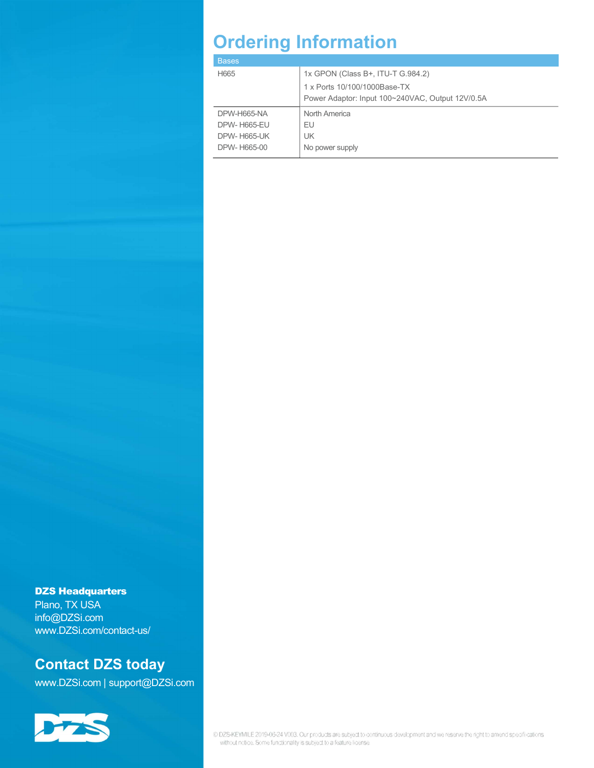## Ordering Information

| Bases | |
|---|---|
| H665 | 1x GPON (Class B+, ITU-T G.984.2)<br>1 x Ports 10/100/1000Base-TX<br>Power Adaptor: Input 100~240VAC, Output 12V/0.5A |
| DPW-H665-NA<br>DPW- H665-EU<br>DPW- H665-UK<br>DPW- H665-00 | North America<br>EU<br>UK<br>No power supply |

**DZS Headquarters**
Plano, TX USA
info@DZSi.com
www.DZSi.com/contact-us/

## Contact DZS today

www.DZSi.com | support@DZSi.com

© DZS-KEYMILE 2019-06-24 V003. Our products are subject to continuous development and we reserve the right to amend specifi cations without notice. Some functionality is subject to a feature license